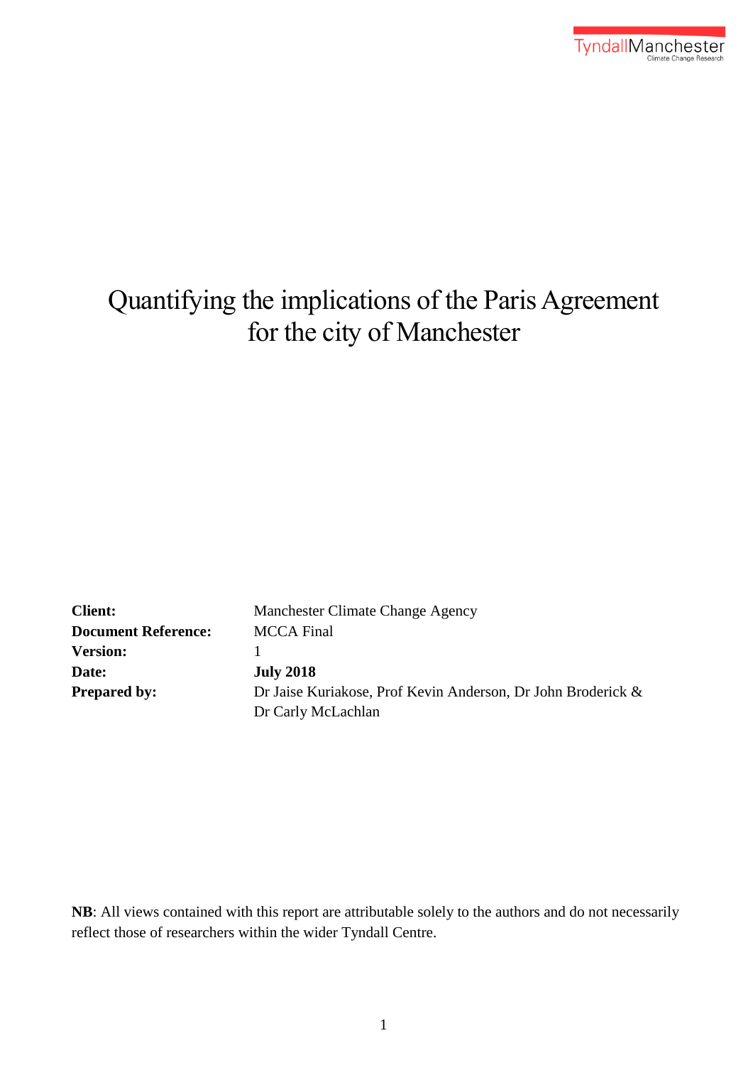# Quantifying the implications of the Paris Agreement for the city of Manchester

| | |
|---|---|
| **Client:** | Manchester Climate Change Agency |
| **Document Reference:** | MCCA Final |
| **Version:** | 1 |
| **Date:** | **July 2018** |
| **Prepared by:** | Dr Jaise Kuriakose, Prof Kevin Anderson, Dr John Broderick & Dr Carly McLachlan |

**NB**: All views contained with this report are attributable solely to the authors and do not necessarily reflect those of researchers within the wider Tyndall Centre.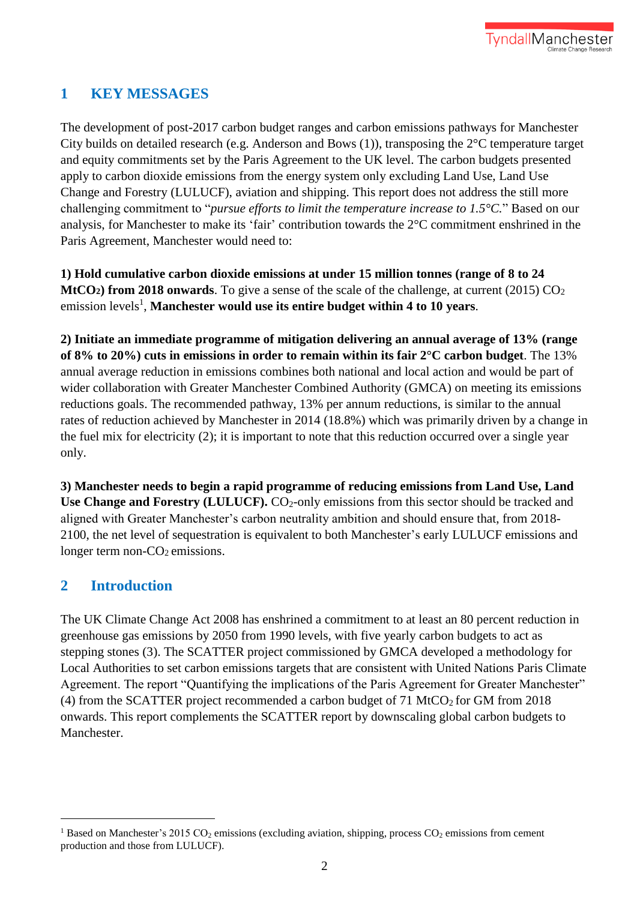## 1 KEY MESSAGES

The development of post-2017 carbon budget ranges and carbon emissions pathways for Manchester City builds on detailed research (e.g. Anderson and Bows (1)), transposing the 2°C temperature target and equity commitments set by the Paris Agreement to the UK level. The carbon budgets presented apply to carbon dioxide emissions from the energy system only excluding Land Use, Land Use Change and Forestry (LULUCF), aviation and shipping. This report does not address the still more challenging commitment to "*pursue efforts to limit the temperature increase to 1.5°C.*" Based on our analysis, for Manchester to make its 'fair' contribution towards the 2°C commitment enshrined in the Paris Agreement, Manchester would need to:

**1) Hold cumulative carbon dioxide emissions at under 15 million tonnes (range of 8 to 24 $MtCO_2$) from 2018 onwards**. To give a sense of the scale of the challenge, at current (2015) $CO_2$ emission levels[1], **Manchester would use its entire budget within 4 to 10 years**.

**2) Initiate an immediate programme of mitigation delivering an annual average of 13% (range of 8% to 20%) cuts in emissions in order to remain within its fair 2°C carbon budget**. The 13% annual average reduction in emissions combines both national and local action and would be part of wider collaboration with Greater Manchester Combined Authority (GMCA) on meeting its emissions reductions goals. The recommended pathway, 13% per annum reductions, is similar to the annual rates of reduction achieved by Manchester in 2014 (18.8%) which was primarily driven by a change in the fuel mix for electricity (2); it is important to note that this reduction occurred over a single year only.

**3) Manchester needs to begin a rapid programme of reducing emissions from Land Use, Land Use Change and Forestry (LULUCF).** $CO_2$-only emissions from this sector should be tracked and aligned with Greater Manchester's carbon neutrality ambition and should ensure that, from 2018-2100, the net level of sequestration is equivalent to both Manchester's early LULUCF emissions and longer term non-$CO_2$ emissions.

## 2 Introduction

The UK Climate Change Act 2008 has enshrined a commitment to at least an 80 percent reduction in greenhouse gas emissions by 2050 from 1990 levels, with five yearly carbon budgets to act as stepping stones (3). The SCATTER project commissioned by GMCA developed a methodology for Local Authorities to set carbon emissions targets that are consistent with United Nations Paris Climate Agreement. The report "Quantifying the implications of the Paris Agreement for Greater Manchester" (4) from the SCATTER project recommended a carbon budget of 71 $MtCO_2$ for GM from 2018 onwards. This report complements the SCATTER report by downscaling global carbon budgets to Manchester.

[1] Based on Manchester's 2015 $CO_2$ emissions (excluding aviation, shipping, process $CO_2$ emissions from cement production and those from LULUCF).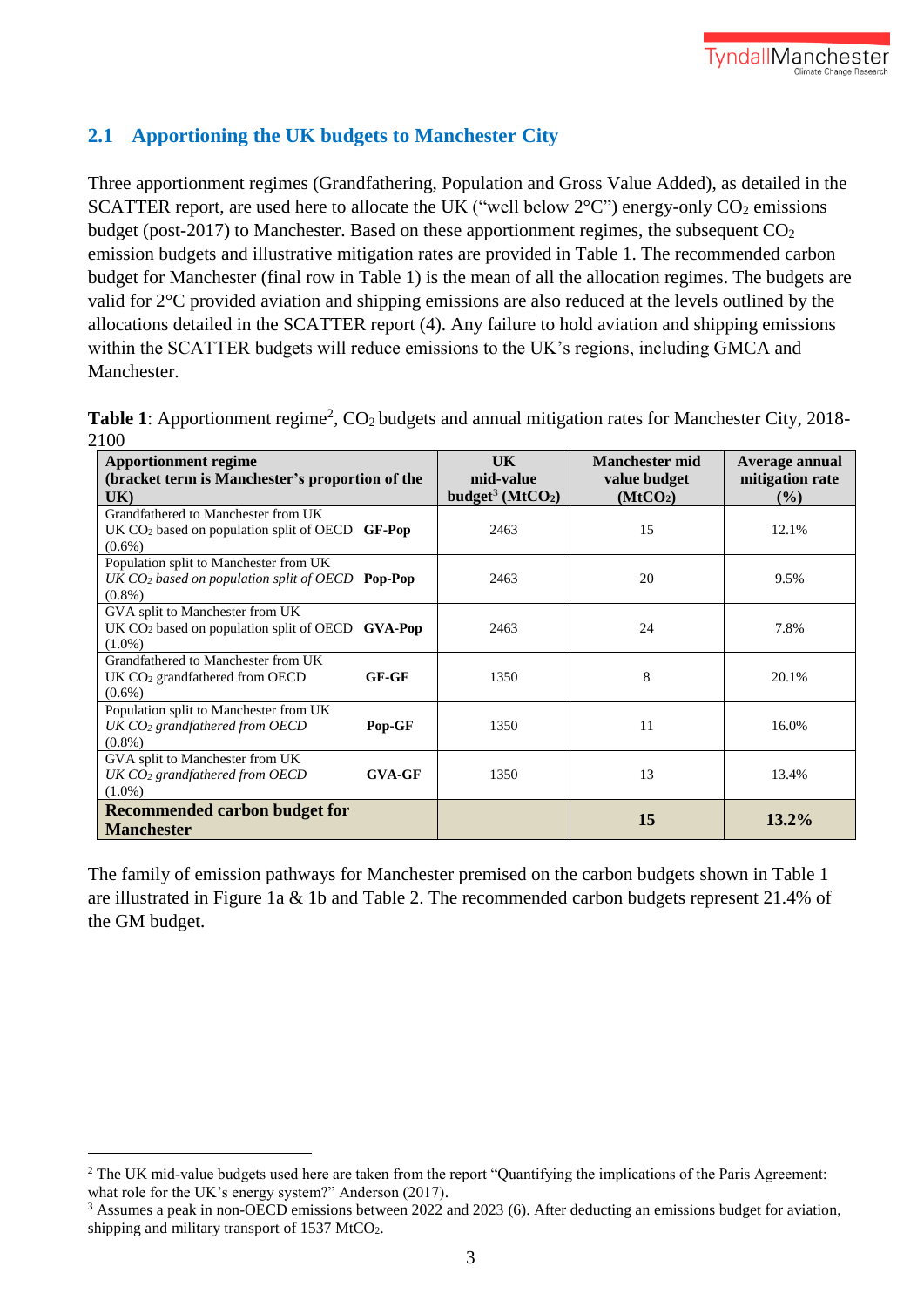## 2.1 Apportioning the UK budgets to Manchester City

Three apportionment regimes (Grandfathering, Population and Gross Value Added), as detailed in the SCATTER report, are used here to allocate the UK ("well below 2°C") energy-only $CO_2$ emissions budget (post-2017) to Manchester. Based on these apportionment regimes, the subsequent $CO_2$ emission budgets and illustrative mitigation rates are provided in Table 1. The recommended carbon budget for Manchester (final row in Table 1) is the mean of all the allocation regimes. The budgets are valid for 2°C provided aviation and shipping emissions are also reduced at the levels outlined by the allocations detailed in the SCATTER report (4). Any failure to hold aviation and shipping emissions within the SCATTER budgets will reduce emissions to the UK's regions, including GMCA and Manchester.

**Table 1**: Apportionment regime[2], $CO_2$ budgets and annual mitigation rates for Manchester City, 2018-2100

| Apportionment regime (bracket term is Manchester's proportion of the UK) | | UK mid-value budget[3] ($MtCO_2$) | Manchester mid value budget ($MtCO_2$) | Average annual mitigation rate (%) |
|---|---|---|---|---|
| Grandfathered to Manchester from UK<br>UK $CO_2$ based on population split of OECD (0.6%) | **GF-Pop** | 2463 | 15 | 12.1% |
| Population split to Manchester from UK<br>*UK $CO_2$ based on population split of OECD* (0.8%) | **Pop-Pop** | 2463 | 20 | 9.5% |
| GVA split to Manchester from UK<br>UK $CO_2$ based on population split of OECD (1.0%) | **GVA-Pop** | 2463 | 24 | 7.8% |
| Grandfathered to Manchester from UK<br>UK $CO_2$ grandfathered from OECD (0.6%) | **GF-GF** | 1350 | 8 | 20.1% |
| Population split to Manchester from UK<br>*UK $CO_2$ grandfathered from OECD* (0.8%) | **Pop-GF** | 1350 | 11 | 16.0% |
| GVA split to Manchester from UK<br>*UK $CO_2$ grandfathered from OECD* (1.0%) | **GVA-GF** | 1350 | 13 | 13.4% |
| **Recommended carbon budget for Manchester** | | | **15** | **13.2%** |

The family of emission pathways for Manchester premised on the carbon budgets shown in Table 1 are illustrated in Figure 1a & 1b and Table 2. The recommended carbon budgets represent 21.4% of the GM budget.

---

[2] The UK mid-value budgets used here are taken from the report "Quantifying the implications of the Paris Agreement: what role for the UK's energy system?" Anderson (2017).

[3] Assumes a peak in non-OECD emissions between 2022 and 2023 (6). After deducting an emissions budget for aviation, shipping and military transport of 1537 $MtCO_2$.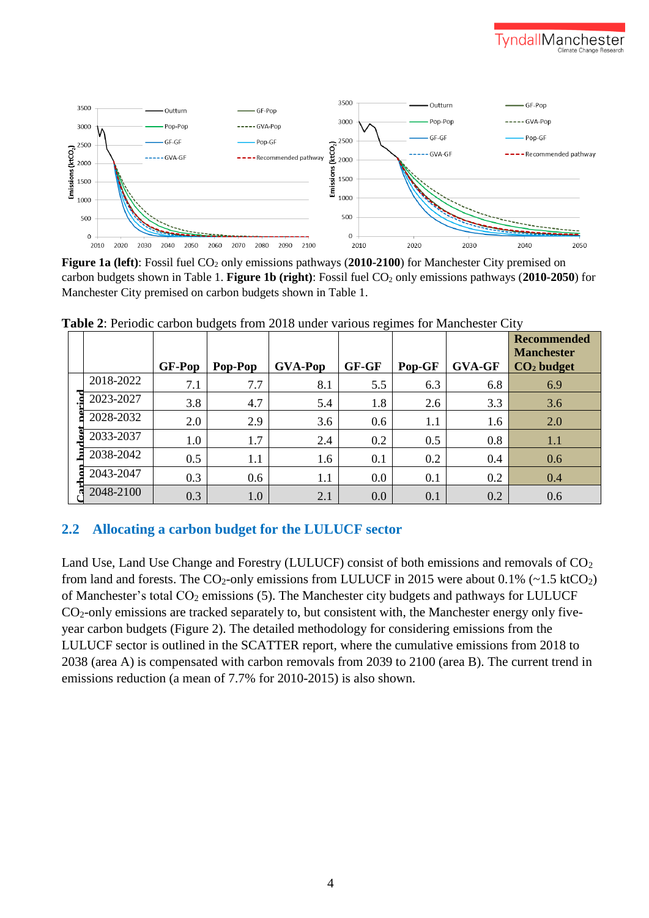**Figure 1a (left)**: Fossil fuel $CO_2$ only emissions pathways (**2010-2100**) for Manchester City premised on carbon budgets shown in Table 1. **Figure 1b (right)**: Fossil fuel $CO_2$ only emissions pathways (**2010-2050**) for Manchester City premised on carbon budgets shown in Table 1.

**Table 2**: Periodic carbon budgets from 2018 under various regimes for Manchester City

| | | GF-Pop | Pop-Pop | GVA-Pop | GF-GF | Pop-GF | GVA-GF | Recommended Manchester $CO_2$ budget |
|---|---|---|---|---|---|---|---|---|
| Carbon budget period | 2018-2022 | 7.1 | 7.7 | 8.1 | 5.5 | 6.3 | 6.8 | 6.9 |
| | 2023-2027 | 3.8 | 4.7 | 5.4 | 1.8 | 2.6 | 3.3 | 3.6 |
| | 2028-2032 | 2.0 | 2.9 | 3.6 | 0.6 | 1.1 | 1.6 | 2.0 |
| | 2033-2037 | 1.0 | 1.7 | 2.4 | 0.2 | 0.5 | 0.8 | 1.1 |
| | 2038-2042 | 0.5 | 1.1 | 1.6 | 0.1 | 0.2 | 0.4 | 0.6 |
| | 2043-2047 | 0.3 | 0.6 | 1.1 | 0.0 | 0.1 | 0.2 | 0.4 |
| | 2048-2100 | 0.3 | 1.0 | 2.1 | 0.0 | 0.1 | 0.2 | 0.6 |

## 2.2 Allocating a carbon budget for the LULUCF sector

Land Use, Land Use Change and Forestry (LULUCF) consist of both emissions and removals of $CO_2$ from land and forests. The $CO_2$-only emissions from LULUCF in 2015 were about 0.1% (~1.5 $ktCO_2$) of Manchester's total $CO_2$ emissions (5). The Manchester city budgets and pathways for LULUCF $CO_2$-only emissions are tracked separately to, but consistent with, the Manchester energy only five-year carbon budgets (Figure 2). The detailed methodology for considering emissions from the LULUCF sector is outlined in the SCATTER report, where the cumulative emissions from 2018 to 2038 (area A) is compensated with carbon removals from 2039 to 2100 (area B). The current trend in emissions reduction (a mean of 7.7% for 2010-2015) is also shown.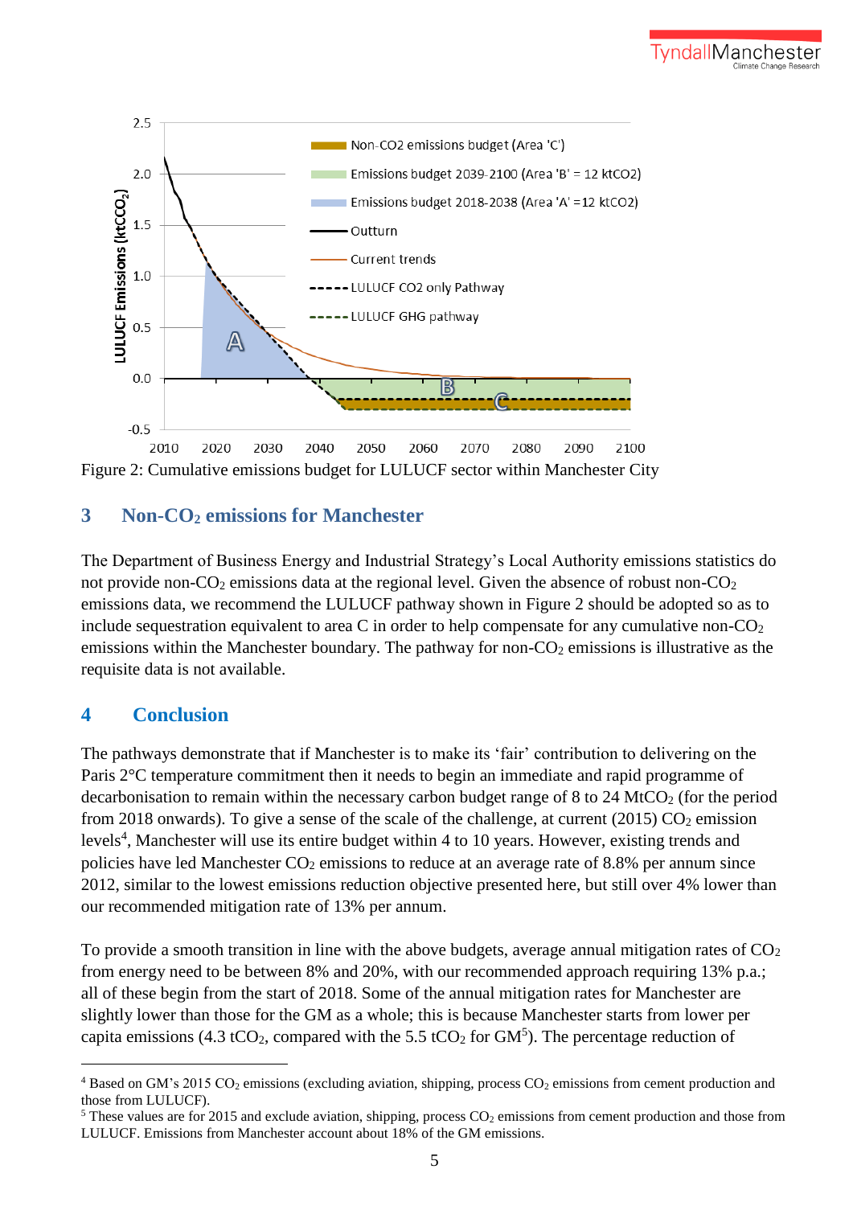Figure 2: Cumulative emissions budget for LULUCF sector within Manchester City

## 3 Non-$CO_2$ emissions for Manchester

The Department of Business Energy and Industrial Strategy's Local Authority emissions statistics do not provide non-$CO_2$ emissions data at the regional level. Given the absence of robust non-$CO_2$ emissions data, we recommend the LULUCF pathway shown in Figure 2 should be adopted so as to include sequestration equivalent to area C in order to help compensate for any cumulative non-$CO_2$ emissions within the Manchester boundary. The pathway for non-$CO_2$ emissions is illustrative as the requisite data is not available.

## 4 Conclusion

The pathways demonstrate that if Manchester is to make its 'fair' contribution to delivering on the Paris 2°C temperature commitment then it needs to begin an immediate and rapid programme of decarbonisation to remain within the necessary carbon budget range of 8 to 24 $MtCO_2$ (for the period from 2018 onwards). To give a sense of the scale of the challenge, at current (2015) $CO_2$ emission levels[4], Manchester will use its entire budget within 4 to 10 years. However, existing trends and policies have led Manchester $CO_2$ emissions to reduce at an average rate of 8.8% per annum since 2012, similar to the lowest emissions reduction objective presented here, but still over 4% lower than our recommended mitigation rate of 13% per annum.

To provide a smooth transition in line with the above budgets, average annual mitigation rates of $CO_2$ from energy need to be between 8% and 20%, with our recommended approach requiring 13% p.a.; all of these begin from the start of 2018. Some of the annual mitigation rates for Manchester are slightly lower than those for the GM as a whole; this is because Manchester starts from lower per capita emissions (4.3 $tCO_2$, compared with the 5.5 $tCO_2$ for GM[5]). The percentage reduction of

---

[4] Based on GM's 2015 $CO_2$ emissions (excluding aviation, shipping, process $CO_2$ emissions from cement production and those from LULUCF).

[5] These values are for 2015 and exclude aviation, shipping, process $CO_2$ emissions from cement production and those from LULUCF. Emissions from Manchester account about 18% of the GM emissions.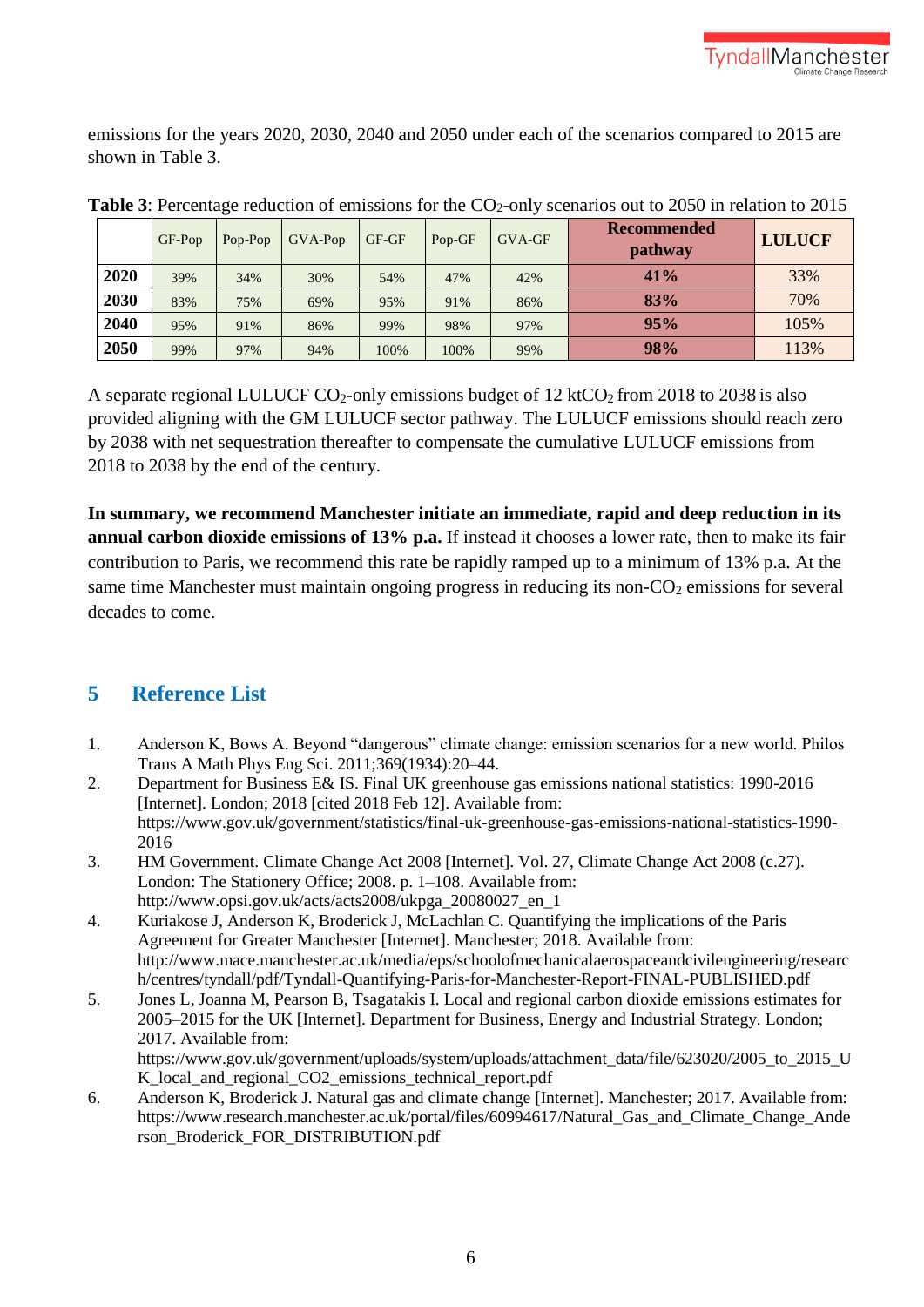emissions for the years 2020, 2030, 2040 and 2050 under each of the scenarios compared to 2015 are shown in Table 3.

**Table 3**: Percentage reduction of emissions for the $CO_2$-only scenarios out to 2050 in relation to 2015

| | GF-Pop | Pop-Pop | GVA-Pop | GF-GF | Pop-GF | GVA-GF | **Recommended pathway** | **LULUCF** |
|---|---|---|---|---|---|---|---|---|
| **2020** | 39% | 34% | 30% | 54% | 47% | 42% | **41%** | 33% |
| **2030** | 83% | 75% | 69% | 95% | 91% | 86% | **83%** | 70% |
| **2040** | 95% | 91% | 86% | 99% | 98% | 97% | **95%** | 105% |
| **2050** | 99% | 97% | 94% | 100% | 100% | 99% | **98%** | 113% |

A separate regional LULUCF $CO_2$-only emissions budget of 12 kt$CO_2$ from 2018 to 2038 is also provided aligning with the GM LULUCF sector pathway. The LULUCF emissions should reach zero by 2038 with net sequestration thereafter to compensate the cumulative LULUCF emissions from 2018 to 2038 by the end of the century.

**In summary, we recommend Manchester initiate an immediate, rapid and deep reduction in its annual carbon dioxide emissions of 13% p.a.** If instead it chooses a lower rate, then to make its fair contribution to Paris, we recommend this rate be rapidly ramped up to a minimum of 13% p.a. At the same time Manchester must maintain ongoing progress in reducing its non-$CO_2$ emissions for several decades to come.

## 5 Reference List

1. Anderson K, Bows A. Beyond "dangerous" climate change: emission scenarios for a new world. Philos Trans A Math Phys Eng Sci. 2011;369(1934):20–44.
2. Department for Business E& IS. Final UK greenhouse gas emissions national statistics: 1990-2016 [Internet]. London; 2018 [cited 2018 Feb 12]. Available from: https://www.gov.uk/government/statistics/final-uk-greenhouse-gas-emissions-national-statistics-1990-2016
3. HM Government. Climate Change Act 2008 [Internet]. Vol. 27, Climate Change Act 2008 (c.27). London: The Stationery Office; 2008. p. 1–108. Available from: http://www.opsi.gov.uk/acts/acts2008/ukpga_20080027_en_1
4. Kuriakose J, Anderson K, Broderick J, McLachlan C. Quantifying the implications of the Paris Agreement for Greater Manchester [Internet]. Manchester; 2018. Available from: http://www.mace.manchester.ac.uk/media/eps/schoolofmechanicalaerospaceandcivilengineering/research/centres/tyndall/pdf/Tyndall-Quantifying-Paris-for-Manchester-Report-FINAL-PUBLISHED.pdf
5. Jones L, Joanna M, Pearson B, Tsagatakis I. Local and regional carbon dioxide emissions estimates for 2005–2015 for the UK [Internet]. Department for Business, Energy and Industrial Strategy. London; 2017. Available from: https://www.gov.uk/government/uploads/system/uploads/attachment_data/file/623020/2005_to_2015_UK_local_and_regional_CO2_emissions_technical_report.pdf
6. Anderson K, Broderick J. Natural gas and climate change [Internet]. Manchester; 2017. Available from: https://www.research.manchester.ac.uk/portal/files/60994617/Natural_Gas_and_Climate_Change_Anderson_Broderick_FOR_DISTRIBUTION.pdf